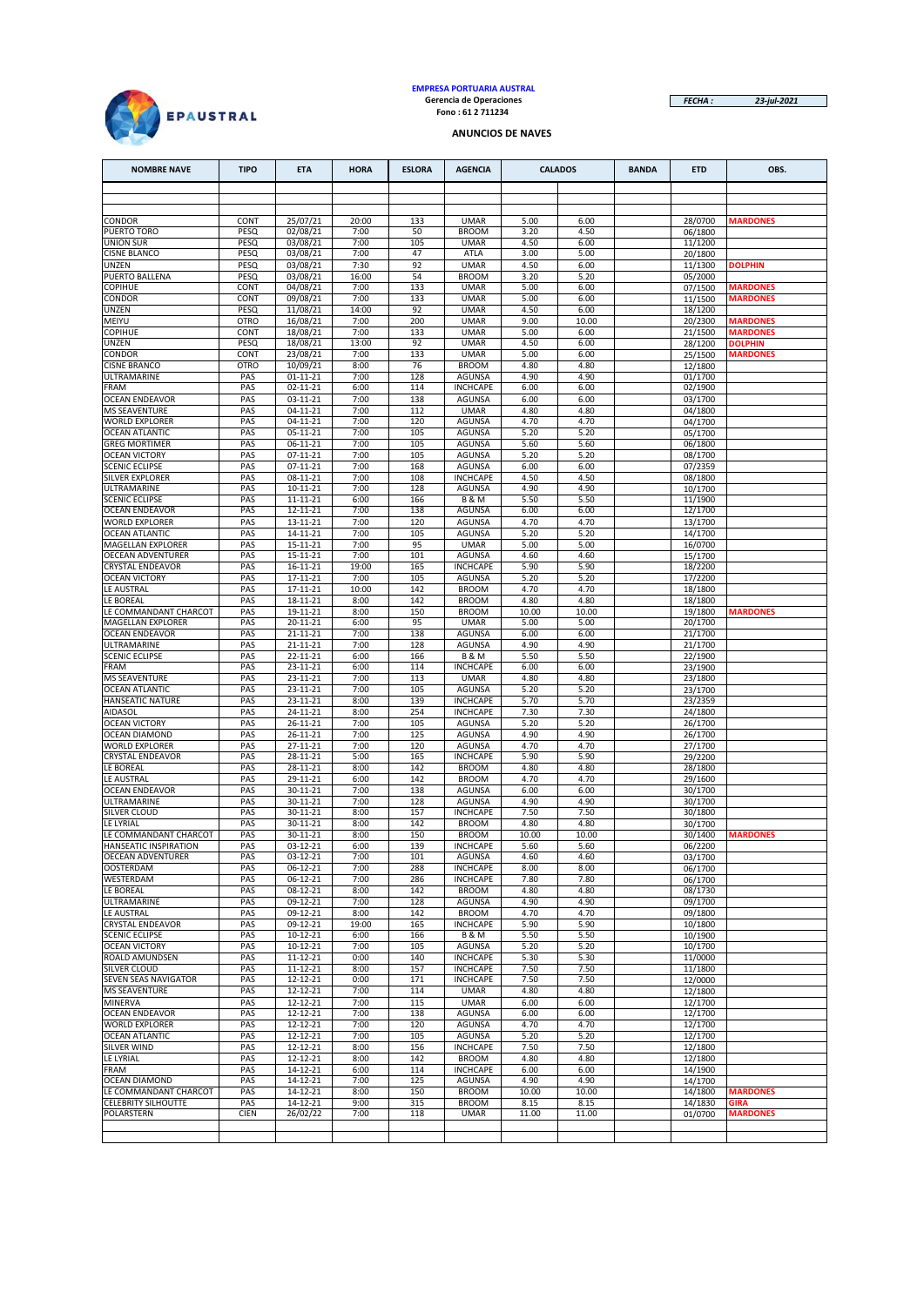**EMPRESA PORTUARIA AUSTRAL**
**Gerencia de Operaciones**
**Fono : 61 2 711234**

*FECHA :* *23-jul-2021*

## ANUNCIOS DE NAVES

| NOMBRE NAVE | TIPO | ETA | HORA | ESLORA | AGENCIA | CALADOS | | BANDA | ETD | OBS. |
|---|---|---|---|---|---|---|---|---|---|---|
| | | | | | | | | | | |
| | | | | | | | | | | |
| | | | | | | | | | | |
| CONDOR | CONT | 25/07/21 | 20:00 | 133 | UMAR | 5.00 | 6.00 | | 28/0700 | **MARDONES** |
| PUERTO TORO | PESQ | 02/08/21 | 7:00 | 50 | BROOM | 3.20 | 4.50 | | 06/1800 | |
| UNION SUR | PESQ | 03/08/21 | 7:00 | 105 | UMAR | 4.50 | 6.00 | | 11/1200 | |
| CISNE BLANCO | PESQ | 03/08/21 | 7:00 | 47 | ATLA | 3.00 | 5.00 | | 20/1800 | |
| UNZEN | PESQ | 03/08/21 | 7:30 | 92 | UMAR | 4.50 | 6.00 | | 11/1300 | **DOLPHIN** |
| PUERTO BALLENA | PESQ | 03/08/21 | 16:00 | 54 | BROOM | 3.20 | 5.20 | | 05/2000 | |
| COPIHUE | CONT | 04/08/21 | 7:00 | 133 | UMAR | 5.00 | 6.00 | | 07/1500 | **MARDONES** |
| CONDOR | CONT | 09/08/21 | 7:00 | 133 | UMAR | 5.00 | 6.00 | | 11/1500 | **MARDONES** |
| UNZEN | PESQ | 11/08/21 | 14:00 | 92 | UMAR | 4.50 | 6.00 | | 18/1200 | |
| MEIYU | OTRO | 16/08/21 | 7:00 | 200 | UMAR | 9.00 | 10.00 | | 20/2300 | **MARDONES** |
| COPIHUE | CONT | 18/08/21 | 7:00 | 133 | UMAR | 5.00 | 6.00 | | 21/1500 | **MARDONES** |
| UNZEN | PESQ | 18/08/21 | 13:00 | 92 | UMAR | 4.50 | 6.00 | | 28/1200 | **DOLPHIN** |
| CONDOR | CONT | 23/08/21 | 7:00 | 133 | UMAR | 5.00 | 6.00 | | 25/1500 | **MARDONES** |
| CISNE BRANCO | OTRO | 10/09/21 | 8:00 | 76 | BROOM | 4.80 | 4.80 | | 12/1800 | |
| ULTRAMARINE | PAS | 01-11-21 | 7:00 | 128 | AGUNSA | 4.90 | 4.90 | | 01/1700 | |
| FRAM | PAS | 02-11-21 | 6:00 | 114 | INCHCAPE | 6.00 | 6.00 | | 02/1900 | |
| OCEAN ENDEAVOR | PAS | 03-11-21 | 7:00 | 138 | AGUNSA | 6.00 | 6.00 | | 03/1700 | |
| MS SEAVENTURE | PAS | 04-11-21 | 7:00 | 112 | UMAR | 4.80 | 4.80 | | 04/1800 | |
| WORLD EXPLORER | PAS | 04-11-21 | 7:00 | 120 | AGUNSA | 4.70 | 4.70 | | 04/1700 | |
| OCEAN ATLANTIC | PAS | 05-11-21 | 7:00 | 105 | AGUNSA | 5.20 | 5.20 | | 05/1700 | |
| GREG MORTIMER | PAS | 06-11-21 | 7:00 | 105 | AGUNSA | 5.60 | 5.60 | | 06/1800 | |
| OCEAN VICTORY | PAS | 07-11-21 | 7:00 | 105 | AGUNSA | 5.20 | 5.20 | | 08/1700 | |
| SCENIC ECLIPSE | PAS | 07-11-21 | 7:00 | 168 | AGUNSA | 6.00 | 6.00 | | 07/2359 | |
| SILVER EXPLORER | PAS | 08-11-21 | 7:00 | 108 | INCHCAPE | 4.50 | 4.50 | | 08/1800 | |
| ULTRAMARINE | PAS | 10-11-21 | 7:00 | 128 | AGUNSA | 4.90 | 4.90 | | 10/1700 | |
| SCENIC ECLIPSE | PAS | 11-11-21 | 6:00 | 166 | B & M | 5.50 | 5.50 | | 11/1900 | |
| OCEAN ENDEAVOR | PAS | 12-11-21 | 7:00 | 138 | AGUNSA | 6.00 | 6.00 | | 12/1700 | |
| WORLD EXPLORER | PAS | 13-11-21 | 7:00 | 120 | AGUNSA | 4.70 | 4.70 | | 13/1700 | |
| OCEAN ATLANTIC | PAS | 14-11-21 | 7:00 | 105 | AGUNSA | 5.20 | 5.20 | | 14/1700 | |
| MAGELLAN EXPLORER | PAS | 15-11-21 | 7:00 | 95 | UMAR | 5.00 | 5.00 | | 16/0700 | |
| OECEAN ADVENTURER | PAS | 15-11-21 | 7:00 | 101 | AGUNSA | 4.60 | 4.60 | | 15/1700 | |
| CRYSTAL ENDEAVOR | PAS | 16-11-21 | 19:00 | 165 | INCHCAPE | 5.90 | 5.90 | | 18/2200 | |
| OCEAN VICTORY | PAS | 17-11-21 | 7:00 | 105 | AGUNSA | 5.20 | 5.20 | | 17/2200 | |
| LE AUSTRAL | PAS | 17-11-21 | 10:00 | 142 | BROOM | 4.70 | 4.70 | | 18/1800 | |
| LE BOREAL | PAS | 18-11-21 | 8:00 | 142 | BROOM | 4.80 | 4.80 | | 18/1800 | |
| LE COMMANDANT CHARCOT | PAS | 19-11-21 | 8:00 | 150 | BROOM | 10.00 | 10.00 | | 19/1800 | **MARDONES** |
| MAGELLAN EXPLORER | PAS | 20-11-21 | 6:00 | 95 | UMAR | 5.00 | 5.00 | | 20/1700 | |
| OCEAN ENDEAVOR | PAS | 21-11-21 | 7:00 | 138 | AGUNSA | 6.00 | 6.00 | | 21/1700 | |
| ULTRAMARINE | PAS | 21-11-21 | 7:00 | 128 | AGUNSA | 4.90 | 4.90 | | 21/1700 | |
| SCENIC ECLIPSE | PAS | 22-11-21 | 6:00 | 166 | B & M | 5.50 | 5.50 | | 22/1900 | |
| FRAM | PAS | 23-11-21 | 6:00 | 114 | INCHCAPE | 6.00 | 6.00 | | 23/1900 | |
| MS SEAVENTURE | PAS | 23-11-21 | 7:00 | 113 | UMAR | 4.80 | 4.80 | | 23/1800 | |
| OCEAN ATLANTIC | PAS | 23-11-21 | 7:00 | 105 | AGUNSA | 5.20 | 5.20 | | 23/1700 | |
| HANSEATIC NATURE | PAS | 23-11-21 | 8:00 | 139 | INCHCAPE | 5.70 | 5.70 | | 23/2359 | |
| AIDASOL | PAS | 24-11-21 | 8:00 | 254 | INCHCAPE | 7.30 | 7.30 | | 24/1800 | |
| OCEAN VICTORY | PAS | 26-11-21 | 7:00 | 105 | AGUNSA | 5.20 | 5.20 | | 26/1700 | |
| OCEAN DIAMOND | PAS | 26-11-21 | 7:00 | 125 | AGUNSA | 4.90 | 4.90 | | 26/1700 | |
| WORLD EXPLORER | PAS | 27-11-21 | 7:00 | 120 | AGUNSA | 4.70 | 4.70 | | 27/1700 | |
| CRYSTAL ENDEAVOR | PAS | 28-11-21 | 5:00 | 165 | INCHCAPE | 5.90 | 5.90 | | 29/2200 | |
| LE BOREAL | PAS | 28-11-21 | 8:00 | 142 | BROOM | 4.80 | 4.80 | | 28/1800 | |
| LE AUSTRAL | PAS | 29-11-21 | 6:00 | 142 | BROOM | 4.70 | 4.70 | | 29/1600 | |
| OCEAN ENDEAVOR | PAS | 30-11-21 | 7:00 | 138 | AGUNSA | 6.00 | 6.00 | | 30/1700 | |
| ULTRAMARINE | PAS | 30-11-21 | 7:00 | 128 | AGUNSA | 4.90 | 4.90 | | 30/1700 | |
| SILVER CLOUD | PAS | 30-11-21 | 8:00 | 157 | INCHCAPE | 7.50 | 7.50 | | 30/1800 | |
| LE LYRIAL | PAS | 30-11-21 | 8:00 | 142 | BROOM | 4.80 | 4.80 | | 30/1700 | |
| LE COMMANDANT CHARCOT | PAS | 30-11-21 | 8:00 | 150 | BROOM | 10.00 | 10.00 | | 30/1400 | **MARDONES** |
| HANSEATIC INSPIRATION | PAS | 03-12-21 | 6:00 | 139 | INCHCAPE | 5.60 | 5.60 | | 06/2200 | |
| OECEAN ADVENTURER | PAS | 03-12-21 | 7:00 | 101 | AGUNSA | 4.60 | 4.60 | | 03/1700 | |
| OOSTERDAM | PAS | 06-12-21 | 7:00 | 288 | INCHCAPE | 8.00 | 8.00 | | 06/1700 | |
| WESTERDAM | PAS | 06-12-21 | 7:00 | 286 | INCHCAPE | 7.80 | 7.80 | | 06/1700 | |
| LE BOREAL | PAS | 08-12-21 | 8:00 | 142 | BROOM | 4.80 | 4.80 | | 08/1730 | |
| ULTRAMARINE | PAS | 09-12-21 | 7:00 | 128 | AGUNSA | 4.90 | 4.90 | | 09/1700 | |
| LE AUSTRAL | PAS | 09-12-21 | 8:00 | 142 | BROOM | 4.70 | 4.70 | | 09/1800 | |
| CRYSTAL ENDEAVOR | PAS | 09-12-21 | 19:00 | 165 | INCHCAPE | 5.90 | 5.90 | | 10/1800 | |
| SCENIC ECLIPSE | PAS | 10-12-21 | 6:00 | 166 | B & M | 5.50 | 5.50 | | 10/1900 | |
| OCEAN VICTORY | PAS | 10-12-21 | 7:00 | 105 | AGUNSA | 5.20 | 5.20 | | 10/1700 | |
| ROALD AMUNDSEN | PAS | 11-12-21 | 0:00 | 140 | INCHCAPE | 5.30 | 5.30 | | 11/0000 | |
| SILVER CLOUD | PAS | 11-12-21 | 8:00 | 157 | INCHCAPE | 7.50 | 7.50 | | 11/1800 | |
| SEVEN SEAS NAVIGATOR | PAS | 12-12-21 | 0:00 | 171 | INCHCAPE | 7.50 | 7.50 | | 12/0000 | |
| MS SEAVENTURE | PAS | 12-12-21 | 7:00 | 114 | UMAR | 4.80 | 4.80 | | 12/1800 | |
| MINERVA | PAS | 12-12-21 | 7:00 | 115 | UMAR | 6.00 | 6.00 | | 12/1700 | |
| OCEAN ENDEAVOR | PAS | 12-12-21 | 7:00 | 138 | AGUNSA | 6.00 | 6.00 | | 12/1700 | |
| WORLD EXPLORER | PAS | 12-12-21 | 7:00 | 120 | AGUNSA | 4.70 | 4.70 | | 12/1700 | |
| OCEAN ATLANTIC | PAS | 12-12-21 | 7:00 | 105 | AGUNSA | 5.20 | 5.20 | | 12/1700 | |
| SILVER WIND | PAS | 12-12-21 | 8:00 | 156 | INCHCAPE | 7.50 | 7.50 | | 12/1800 | |
| LE LYRIAL | PAS | 12-12-21 | 8:00 | 142 | BROOM | 4.80 | 4.80 | | 12/1800 | |
| FRAM | PAS | 14-12-21 | 6:00 | 114 | INCHCAPE | 6.00 | 6.00 | | 14/1900 | |
| OCEAN DIAMOND | PAS | 14-12-21 | 7:00 | 125 | AGUNSA | 4.90 | 4.90 | | 14/1700 | |
| LE COMMANDANT CHARCOT | PAS | 14-12-21 | 8:00 | 150 | BROOM | 10.00 | 10.00 | | 14/1800 | **MARDONES** |
| CELEBRITY SILHOUTTE | PAS | 14-12-21 | 9:00 | 315 | BROOM | 8.15 | 8.15 | | 14/1830 | **GIRA** |
| POLARSTERN | CIEN | 26/02/22 | 7:00 | 118 | UMAR | 11.00 | 11.00 | | 01/0700 | **MARDONES** |
| | | | | | | | | | | |
| | | | | | | | | | | |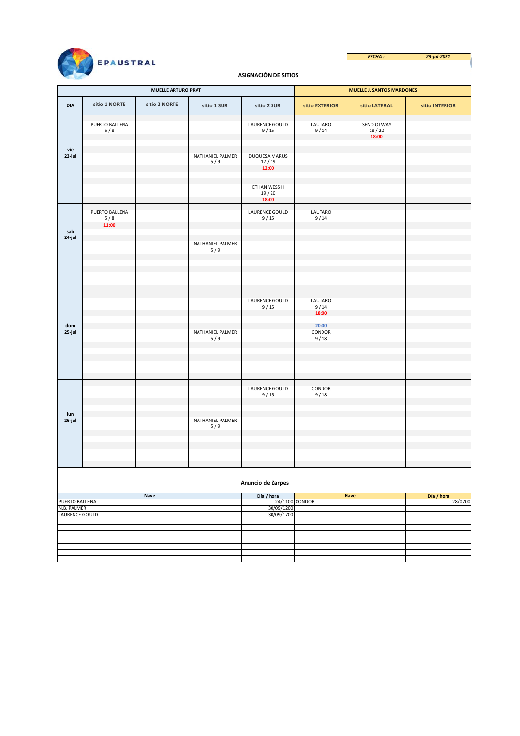EPAUSTRAL

**FECHA :** 23-jul-2021

## ASIGNACIÓN DE SITIOS

| DIA | MUELLE ARTURO PRAT | | | | MUELLE J. SANTOS MARDONES | | |
|---|---|---|---|---|---|---|---|
| | **sitio 1 NORTE** | **sitio 2 NORTE** | **sitio 1 SUR** | **sitio 2 SUR** | **sitio EXTERIOR** | **sitio LATERAL** | **sitio INTERIOR** |
| **vie 23-jul** | PUERTO BALLENA 5 / 8 | | | LAURENCE GOULD 9 / 15 | LAUTARO 9 / 14 | SENO OTWAY 18 / 22 18:00 | |
| | | | NATHANIEL PALMER 5 / 9 | DUQUESA MARUS 17 / 19 12:00 | | | |
| | | | | ETHAN WESS II 19 / 20 18:00 | | | |
| **sab 24-jul** | PUERTO BALLENA 5 / 8 11:00 | | | LAURENCE GOULD 9 / 15 | LAUTARO 9 / 14 | | |
| | | | NATHANIEL PALMER 5 / 9 | | | | |
| **dom 25-jul** | | | | LAURENCE GOULD 9 / 15 | LAUTARO 9 / 14 18:00 | | |
| | | | NATHANIEL PALMER 5 / 9 | | 20:00 CONDOR 9 / 18 | | |
| **lun 26-jul** | | | | LAURENCE GOULD 9 / 15 | CONDOR 9 / 18 | | |
| | | | NATHANIEL PALMER 5 / 9 | | | | |

### Anuncio de Zarpes

| Nave | Día / hora | Nave | Día / hora |
|---|---|---|---|
| PUERTO BALLENA | 24/1100 | CONDOR | 28/0700 |
| N.B. PALMER | 30/09/1200 | | |
| LAURENCE GOULD | 30/09/1700 | | |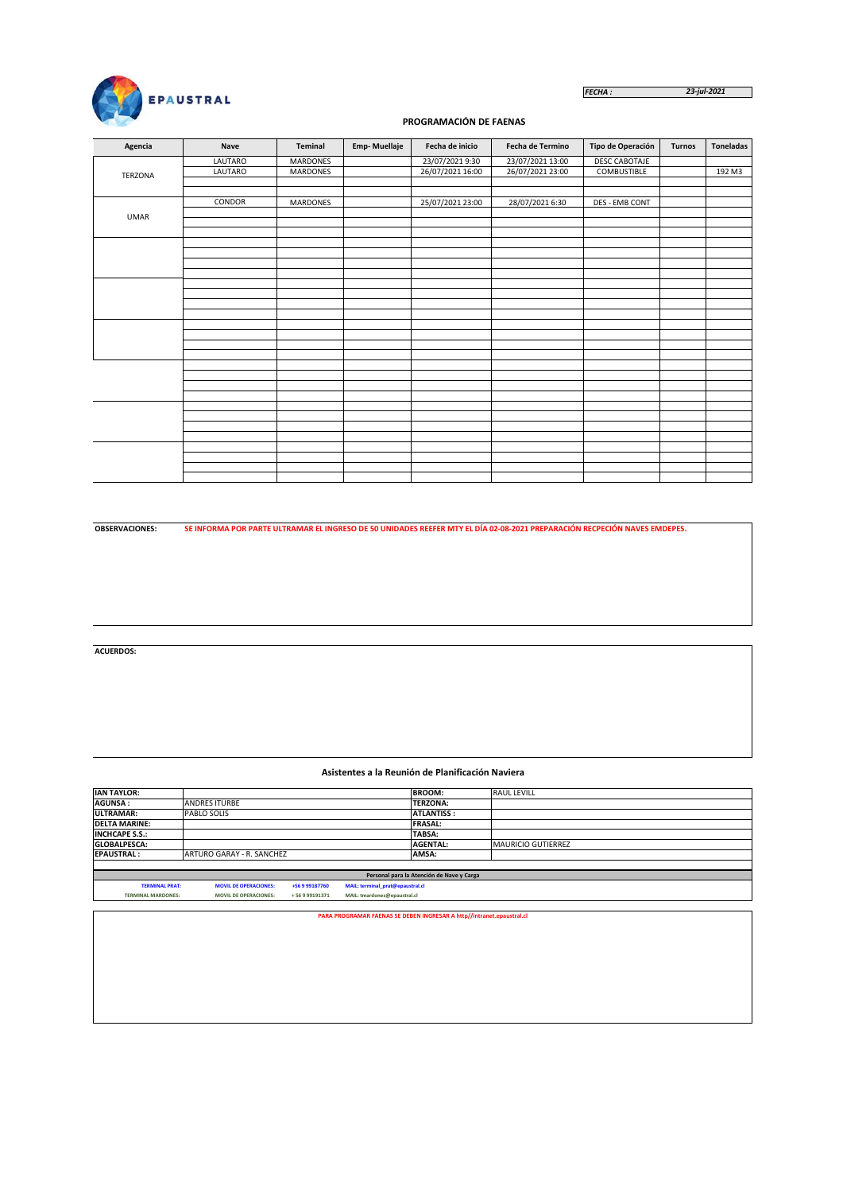EPAUSTRAL

*FECHA :* *23-jul-2021*

## PROGRAMACIÓN DE FAENAS

| Agencia | Nave | Teminal | Emp- Muellaje | Fecha de inicio | Fecha de Termino | Tipo de Operación | Turnos | Toneladas |
|---|---|---|---|---|---|---|---|---|
| TERZONA | LAUTARO | MARDONES | | 23/07/2021 9:30 | 23/07/2021 13:00 | DESC CABOTAJE | | |
| | LAUTARO | MARDONES | | 26/07/2021 16:00 | 26/07/2021 23:00 | COMBUSTIBLE | | 192 M3 |
| UMAR | CONDOR | MARDONES | | 25/07/2021 23:00 | 28/07/2021 6:30 | DES - EMB CONT | | |

**OBSERVACIONES:** SE INFORMA POR PARTE ULTRAMAR EL INGRESO DE 50 UNIDADES REEFER MTY EL DÍA 02-08-2021 PREPARACIÓN RECPECIÓN NAVES EMDEPES.

**ACUERDOS:**

### Asistentes a la Reunión de Planificación Naviera

| | | | |
|---|---|---|---|
| **IAN TAYLOR:** | | **BROOM:** | RAUL LEVILL |
| **AGUNSA :** | ANDRES ITURBE | **TERZONA:** | |
| **ULTRAMAR:** | PABLO SOLIS | **ATLANTISS :** | |
| **DELTA MARINE:** | | **FRASAL:** | |
| **INCHCAPE S.S.:** | | **TABSA:** | |
| **GLOBALPESCA:** | | **AGENTAL:** | MAURICIO GUTIERREZ |
| **EPAUSTRAL :** | ARTURO GARAY - R. SANCHEZ | **AMSA:** | |

**Personal para la Atención de Nave y Carga**

| | | | |
|---|---|---|---|
| TERMINAL PRAT: | MOVIL DE OPERACIONES: | +56 9 99187760 | MAIL: terminal_prat@epaustral.cl |
| TERMINAL MARDONES: | MOVIL DE OPERACIONES: | + 56 9 99191371 | MAIL: tmardones@epaustral.cl |

PARA PROGRAMAR FAENAS SE DEBEN INGRESAR A http//intranet.epaustral.cl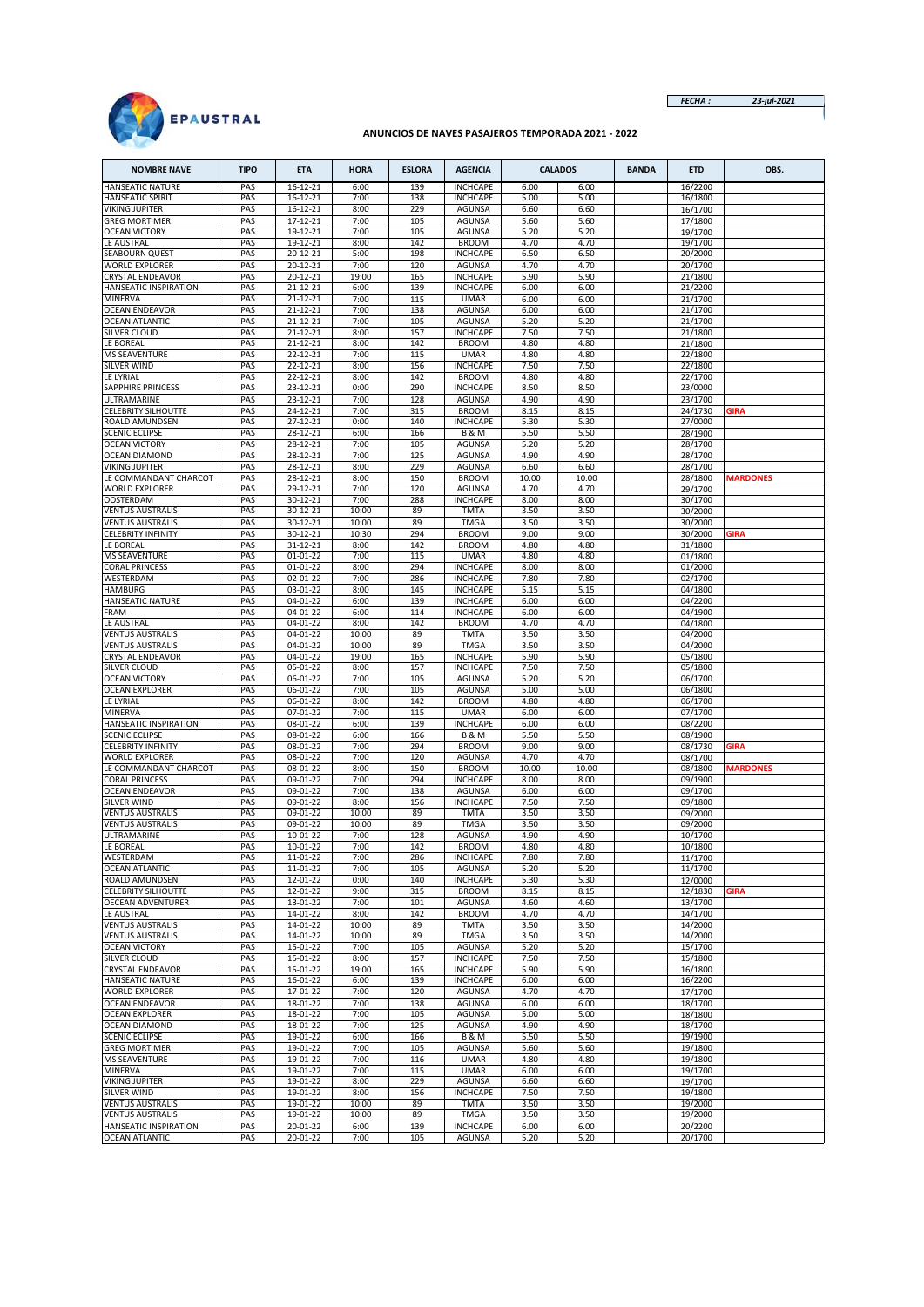*FECHA :* *23-jul-2021*

EPAUSTRAL

**ANUNCIOS DE NAVES PASAJEROS TEMPORADA 2021 - 2022**

| NOMBRE NAVE | TIPO | ETA | HORA | ESLORA | AGENCIA | CALADOS | | BANDA | ETD | OBS. |
|---|---|---|---|---|---|---|---|---|---|---|
| HANSEATIC NATURE | PAS | 16-12-21 | 6:00 | 139 | INCHCAPE | 6.00 | 6.00 | | 16/2200 | |
| HANSEATIC SPIRIT | PAS | 16-12-21 | 7:00 | 138 | INCHCAPE | 5.00 | 5.00 | | 16/1800 | |
| VIKING JUPITER | PAS | 16-12-21 | 8:00 | 229 | AGUNSA | 6.60 | 6.60 | | 16/1700 | |
| GREG MORTIMER | PAS | 17-12-21 | 7:00 | 105 | AGUNSA | 5.60 | 5.60 | | 17/1800 | |
| OCEAN VICTORY | PAS | 19-12-21 | 7:00 | 105 | AGUNSA | 5.20 | 5.20 | | 19/1700 | |
| LE AUSTRAL | PAS | 19-12-21 | 8:00 | 142 | BROOM | 4.70 | 4.70 | | 19/1700 | |
| SEABOURN QUEST | PAS | 20-12-21 | 5:00 | 198 | INCHCAPE | 6.50 | 6.50 | | 20/2000 | |
| WORLD EXPLORER | PAS | 20-12-21 | 7:00 | 120 | AGUNSA | 4.70 | 4.70 | | 20/1700 | |
| CRYSTAL ENDEAVOR | PAS | 20-12-21 | 19:00 | 165 | INCHCAPE | 5.90 | 5.90 | | 21/1800 | |
| HANSEATIC INSPIRATION | PAS | 21-12-21 | 6:00 | 139 | INCHCAPE | 6.00 | 6.00 | | 21/2200 | |
| MINERVA | PAS | 21-12-21 | 7:00 | 115 | UMAR | 6.00 | 6.00 | | 21/1700 | |
| OCEAN ENDEAVOR | PAS | 21-12-21 | 7:00 | 138 | AGUNSA | 6.00 | 6.00 | | 21/1700 | |
| OCEAN ATLANTIC | PAS | 21-12-21 | 7:00 | 105 | AGUNSA | 5.20 | 5.20 | | 21/1700 | |
| SILVER CLOUD | PAS | 21-12-21 | 8:00 | 157 | INCHCAPE | 7.50 | 7.50 | | 21/1800 | |
| LE BOREAL | PAS | 21-12-21 | 8:00 | 142 | BROOM | 4.80 | 4.80 | | 21/1800 | |
| MS SEAVENTURE | PAS | 22-12-21 | 7:00 | 115 | UMAR | 4.80 | 4.80 | | 22/1800 | |
| SILVER WIND | PAS | 22-12-21 | 8:00 | 156 | INCHCAPE | 7.50 | 7.50 | | 22/1800 | |
| LE LYRIAL | PAS | 22-12-21 | 8:00 | 142 | BROOM | 4.80 | 4.80 | | 22/1700 | |
| SAPPHIRE PRINCESS | PAS | 23-12-21 | 0:00 | 290 | INCHCAPE | 8.50 | 8.50 | | 23/0000 | |
| ULTRAMARINE | PAS | 23-12-21 | 7:00 | 128 | AGUNSA | 4.90 | 4.90 | | 23/1700 | |
| CELEBRITY SILHOUTTE | PAS | 24-12-21 | 7:00 | 315 | BROOM | 8.15 | 8.15 | | 24/1730 | GIRA |
| ROALD AMUNDSEN | PAS | 27-12-21 | 0:00 | 140 | INCHCAPE | 5.30 | 5.30 | | 27/0000 | |
| SCENIC ECLIPSE | PAS | 28-12-21 | 6:00 | 166 | B & M | 5.50 | 5.50 | | 28/1900 | |
| OCEAN VICTORY | PAS | 28-12-21 | 7:00 | 105 | AGUNSA | 5.20 | 5.20 | | 28/1700 | |
| OCEAN DIAMOND | PAS | 28-12-21 | 7:00 | 125 | AGUNSA | 4.90 | 4.90 | | 28/1700 | |
| VIKING JUPITER | PAS | 28-12-21 | 8:00 | 229 | AGUNSA | 6.60 | 6.60 | | 28/1700 | |
| LE COMMANDANT CHARCOT | PAS | 28-12-21 | 8:00 | 150 | BROOM | 10.00 | 10.00 | | 28/1800 | MARDONES |
| WORLD EXPLORER | PAS | 29-12-21 | 7:00 | 120 | AGUNSA | 4.70 | 4.70 | | 29/1700 | |
| OOSTERDAM | PAS | 30-12-21 | 7:00 | 288 | INCHCAPE | 8.00 | 8.00 | | 30/1700 | |
| VENTUS AUSTRALIS | PAS | 30-12-21 | 10:00 | 89 | TMTA | 3.50 | 3.50 | | 30/2000 | |
| VENTUS AUSTRALIS | PAS | 30-12-21 | 10:00 | 89 | TMGA | 3.50 | 3.50 | | 30/2000 | |
| CELEBRITY INFINITY | PAS | 30-12-21 | 10:30 | 294 | BROOM | 9.00 | 9.00 | | 30/2000 | GIRA |
| LE BOREAL | PAS | 31-12-21 | 8:00 | 142 | BROOM | 4.80 | 4.80 | | 31/1800 | |
| MS SEAVENTURE | PAS | 01-01-22 | 7:00 | 115 | UMAR | 4.80 | 4.80 | | 01/1800 | |
| CORAL PRINCESS | PAS | 01-01-22 | 8:00 | 294 | INCHCAPE | 8.00 | 8.00 | | 01/2000 | |
| WESTERDAM | PAS | 02-01-22 | 7:00 | 286 | INCHCAPE | 7.80 | 7.80 | | 02/1700 | |
| HAMBURG | PAS | 03-01-22 | 8:00 | 145 | INCHCAPE | 5.15 | 5.15 | | 04/1800 | |
| HANSEATIC NATURE | PAS | 04-01-22 | 6:00 | 139 | INCHCAPE | 6.00 | 6.00 | | 04/2200 | |
| FRAM | PAS | 04-01-22 | 6:00 | 114 | INCHCAPE | 6.00 | 6.00 | | 04/1900 | |
| LE AUSTRAL | PAS | 04-01-22 | 8:00 | 142 | BROOM | 4.70 | 4.70 | | 04/1800 | |
| VENTUS AUSTRALIS | PAS | 04-01-22 | 10:00 | 89 | TMTA | 3.50 | 3.50 | | 04/2000 | |
| VENTUS AUSTRALIS | PAS | 04-01-22 | 10:00 | 89 | TMGA | 3.50 | 3.50 | | 04/2000 | |
| CRYSTAL ENDEAVOR | PAS | 04-01-22 | 19:00 | 165 | INCHCAPE | 5.90 | 5.90 | | 05/1800 | |
| SILVER CLOUD | PAS | 05-01-22 | 8:00 | 157 | INCHCAPE | 7.50 | 7.50 | | 05/1800 | |
| OCEAN VICTORY | PAS | 06-01-22 | 7:00 | 105 | AGUNSA | 5.20 | 5.20 | | 06/1700 | |
| OCEAN EXPLORER | PAS | 06-01-22 | 7:00 | 105 | AGUNSA | 5.00 | 5.00 | | 06/1800 | |
| LE LYRIAL | PAS | 06-01-22 | 8:00 | 142 | BROOM | 4.80 | 4.80 | | 06/1700 | |
| MINERVA | PAS | 07-01-22 | 7:00 | 115 | UMAR | 6.00 | 6.00 | | 07/1700 | |
| HANSEATIC INSPIRATION | PAS | 08-01-22 | 6:00 | 139 | INCHCAPE | 6.00 | 6.00 | | 08/2200 | |
| SCENIC ECLIPSE | PAS | 08-01-22 | 6:00 | 166 | B & M | 5.50 | 5.50 | | 08/1900 | |
| CELEBRITY INFINITY | PAS | 08-01-22 | 7:00 | 294 | BROOM | 9.00 | 9.00 | | 08/1730 | GIRA |
| WORLD EXPLORER | PAS | 08-01-22 | 7:00 | 120 | AGUNSA | 4.70 | 4.70 | | 08/1700 | |
| LE COMMANDANT CHARCOT | PAS | 08-01-22 | 8:00 | 150 | BROOM | 10.00 | 10.00 | | 08/1800 | MARDONES |
| CORAL PRINCESS | PAS | 09-01-22 | 7:00 | 294 | INCHCAPE | 8.00 | 8.00 | | 09/1900 | |
| OCEAN ENDEAVOR | PAS | 09-01-22 | 7:00 | 138 | AGUNSA | 6.00 | 6.00 | | 09/1700 | |
| SILVER WIND | PAS | 09-01-22 | 8:00 | 156 | INCHCAPE | 7.50 | 7.50 | | 09/1800 | |
| VENTUS AUSTRALIS | PAS | 09-01-22 | 10:00 | 89 | TMTA | 3.50 | 3.50 | | 09/2000 | |
| VENTUS AUSTRALIS | PAS | 09-01-22 | 10:00 | 89 | TMGA | 3.50 | 3.50 | | 09/2000 | |
| ULTRAMARINE | PAS | 10-01-22 | 7:00 | 128 | AGUNSA | 4.90 | 4.90 | | 10/1700 | |
| LE BOREAL | PAS | 10-01-22 | 7:00 | 142 | BROOM | 4.80 | 4.80 | | 10/1800 | |
| WESTERDAM | PAS | 11-01-22 | 7:00 | 286 | INCHCAPE | 7.80 | 7.80 | | 11/1700 | |
| OCEAN ATLANTIC | PAS | 11-01-22 | 7:00 | 105 | AGUNSA | 5.20 | 5.20 | | 11/1700 | |
| ROALD AMUNDSEN | PAS | 12-01-22 | 0:00 | 140 | INCHCAPE | 5.30 | 5.30 | | 12/0000 | |
| CELEBRITY SILHOUTTE | PAS | 12-01-22 | 9:00 | 315 | BROOM | 8.15 | 8.15 | | 12/1830 | GIRA |
| OECEAN ADVENTURER | PAS | 13-01-22 | 7:00 | 101 | AGUNSA | 4.60 | 4.60 | | 13/1700 | |
| LE AUSTRAL | PAS | 14-01-22 | 8:00 | 142 | BROOM | 4.70 | 4.70 | | 14/1700 | |
| VENTUS AUSTRALIS | PAS | 14-01-22 | 10:00 | 89 | TMTA | 3.50 | 3.50 | | 14/2000 | |
| VENTUS AUSTRALIS | PAS | 14-01-22 | 10:00 | 89 | TMGA | 3.50 | 3.50 | | 14/2000 | |
| OCEAN VICTORY | PAS | 15-01-22 | 7:00 | 105 | AGUNSA | 5.20 | 5.20 | | 15/1700 | |
| SILVER CLOUD | PAS | 15-01-22 | 8:00 | 157 | INCHCAPE | 7.50 | 7.50 | | 15/1800 | |
| CRYSTAL ENDEAVOR | PAS | 15-01-22 | 19:00 | 165 | INCHCAPE | 5.90 | 5.90 | | 16/1800 | |
| HANSEATIC NATURE | PAS | 16-01-22 | 6:00 | 139 | INCHCAPE | 6.00 | 6.00 | | 16/2200 | |
| WORLD EXPLORER | PAS | 17-01-22 | 7:00 | 120 | AGUNSA | 4.70 | 4.70 | | 17/1700 | |
| OCEAN ENDEAVOR | PAS | 18-01-22 | 7:00 | 138 | AGUNSA | 6.00 | 6.00 | | 18/1700 | |
| OCEAN EXPLORER | PAS | 18-01-22 | 7:00 | 105 | AGUNSA | 5.00 | 5.00 | | 18/1800 | |
| OCEAN DIAMOND | PAS | 18-01-22 | 7:00 | 125 | AGUNSA | 4.90 | 4.90 | | 18/1700 | |
| SCENIC ECLIPSE | PAS | 19-01-22 | 6:00 | 166 | B & M | 5.50 | 5.50 | | 19/1900 | |
| GREG MORTIMER | PAS | 19-01-22 | 7:00 | 105 | AGUNSA | 5.60 | 5.60 | | 19/1800 | |
| MS SEAVENTURE | PAS | 19-01-22 | 7:00 | 116 | UMAR | 4.80 | 4.80 | | 19/1800 | |
| MINERVA | PAS | 19-01-22 | 7:00 | 115 | UMAR | 6.00 | 6.00 | | 19/1700 | |
| VIKING JUPITER | PAS | 19-01-22 | 8:00 | 229 | AGUNSA | 6.60 | 6.60 | | 19/1700 | |
| SILVER WIND | PAS | 19-01-22 | 8:00 | 156 | INCHCAPE | 7.50 | 7.50 | | 19/1800 | |
| VENTUS AUSTRALIS | PAS | 19-01-22 | 10:00 | 89 | TMTA | 3.50 | 3.50 | | 19/2000 | |
| VENTUS AUSTRALIS | PAS | 19-01-22 | 10:00 | 89 | TMGA | 3.50 | 3.50 | | 19/2000 | |
| HANSEATIC INSPIRATION | PAS | 20-01-22 | 6:00 | 139 | INCHCAPE | 6.00 | 6.00 | | 20/2200 | |
| OCEAN ATLANTIC | PAS | 20-01-22 | 7:00 | 105 | AGUNSA | 5.20 | 5.20 | | 20/1700 | |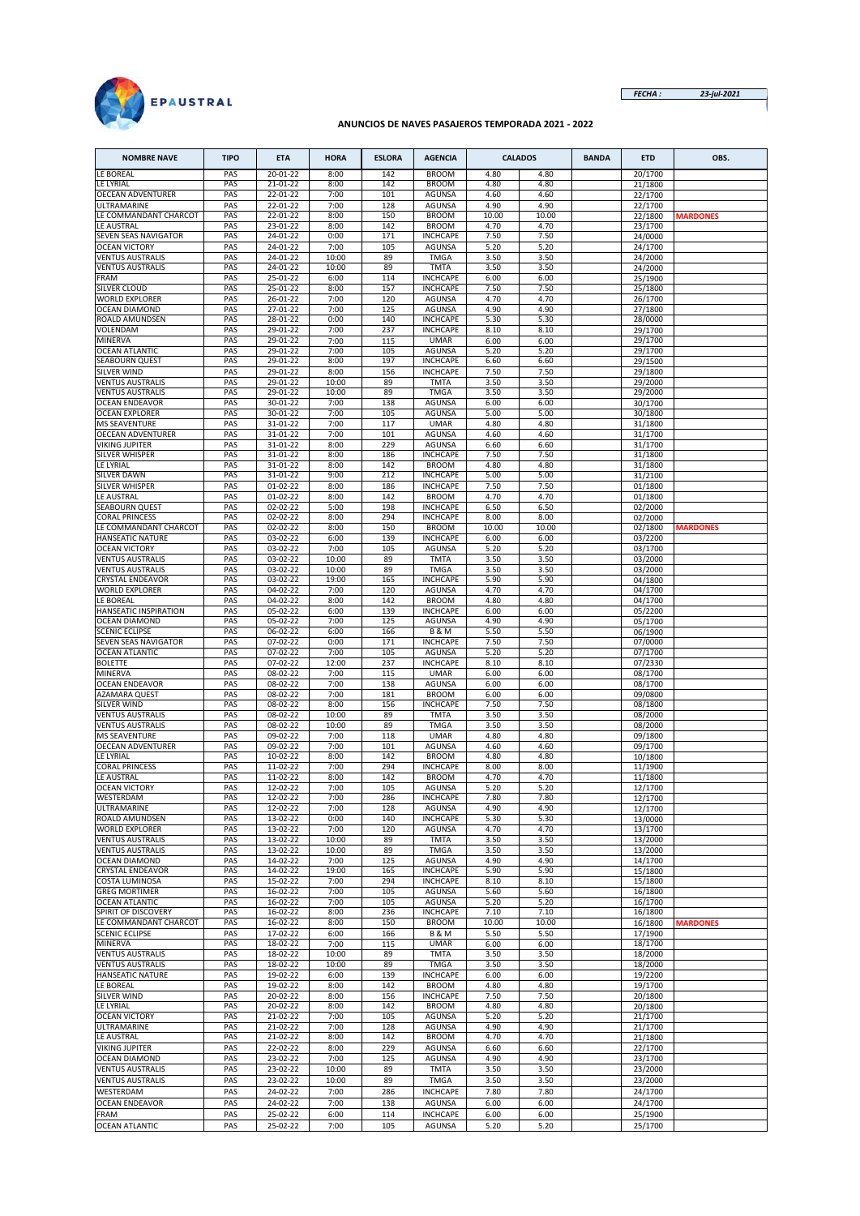EPAUSTRAL

*FECHA :* *23-jul-2021*

**ANUNCIOS DE NAVES PASAJEROS TEMPORADA 2021 - 2022**

| NOMBRE NAVE | TIPO | ETA | HORA | ESLORA | AGENCIA | CALADOS | | BANDA | ETD | OBS. |
|---|---|---|---|---|---|---|---|---|---|---|
| LE BOREAL | PAS | 20-01-22 | 8:00 | 142 | BROOM | 4.80 | 4.80 | | 20/1700 | |
| LE LYRIAL | PAS | 21-01-22 | 8:00 | 142 | BROOM | 4.80 | 4.80 | | 21/1800 | |
| OECEAN ADVENTURER | PAS | 22-01-22 | 7:00 | 101 | AGUNSA | 4.60 | 4.60 | | 22/1700 | |
| ULTRAMARINE | PAS | 22-01-22 | 7:00 | 128 | AGUNSA | 4.90 | 4.90 | | 22/1700 | |
| LE COMMANDANT CHARCOT | PAS | 22-01-22 | 8:00 | 150 | BROOM | 10.00 | 10.00 | | 22/1800 | MARDONES |
| LE AUSTRAL | PAS | 23-01-22 | 8:00 | 142 | BROOM | 4.70 | 4.70 | | 23/1700 | |
| SEVEN SEAS NAVIGATOR | PAS | 24-01-22 | 0:00 | 171 | INCHCAPE | 7.50 | 7.50 | | 24/0000 | |
| OCEAN VICTORY | PAS | 24-01-22 | 7:00 | 105 | AGUNSA | 5.20 | 5.20 | | 24/1700 | |
| VENTUS AUSTRALIS | PAS | 24-01-22 | 10:00 | 89 | TMGA | 3.50 | 3.50 | | 24/2000 | |
| VENTUS AUSTRALIS | PAS | 24-01-22 | 10:00 | 89 | TMTA | 3.50 | 3.50 | | 24/2000 | |
| FRAM | PAS | 25-01-22 | 6:00 | 114 | INCHCAPE | 6.00 | 6.00 | | 25/1900 | |
| SILVER CLOUD | PAS | 25-01-22 | 8:00 | 157 | INCHCAPE | 7.50 | 7.50 | | 25/1800 | |
| WORLD EXPLORER | PAS | 26-01-22 | 7:00 | 120 | AGUNSA | 4.70 | 4.70 | | 26/1700 | |
| OCEAN DIAMOND | PAS | 27-01-22 | 7:00 | 125 | AGUNSA | 4.90 | 4.90 | | 27/1800 | |
| ROALD AMUNDSEN | PAS | 28-01-22 | 0:00 | 140 | INCHCAPE | 5.30 | 5.30 | | 28/0000 | |
| VOLENDAM | PAS | 29-01-22 | 7:00 | 237 | INCHCAPE | 8.10 | 8.10 | | 29/1700 | |
| MINERVA | PAS | 29-01-22 | 7:00 | 115 | UMAR | 6.00 | 6.00 | | 29/1700 | |
| OCEAN ATLANTIC | PAS | 29-01-22 | 7:00 | 105 | AGUNSA | 5.20 | 5.20 | | 29/1700 | |
| SEABOURN QUEST | PAS | 29-01-22 | 8:00 | 197 | INCHCAPE | 6.60 | 6.60 | | 29/1500 | |
| SILVER WIND | PAS | 29-01-22 | 8:00 | 156 | INCHCAPE | 7.50 | 7.50 | | 29/1800 | |
| VENTUS AUSTRALIS | PAS | 29-01-22 | 10:00 | 89 | TMTA | 3.50 | 3.50 | | 29/2000 | |
| VENTUS AUSTRALIS | PAS | 29-01-22 | 10:00 | 89 | TMGA | 3.50 | 3.50 | | 29/2000 | |
| OCEAN ENDEAVOR | PAS | 30-01-22 | 7:00 | 138 | AGUNSA | 6.00 | 6.00 | | 30/1700 | |
| OCEAN EXPLORER | PAS | 30-01-22 | 7:00 | 105 | AGUNSA | 5.00 | 5.00 | | 30/1800 | |
| MS SEAVENTURE | PAS | 31-01-22 | 7:00 | 117 | UMAR | 4.80 | 4.80 | | 31/1800 | |
| OECEAN ADVENTURER | PAS | 31-01-22 | 7:00 | 101 | AGUNSA | 4.60 | 4.60 | | 31/1700 | |
| VIKING JUPITER | PAS | 31-01-22 | 8:00 | 229 | AGUNSA | 6.60 | 6.60 | | 31/1700 | |
| SILVER WHISPER | PAS | 31-01-22 | 8:00 | 186 | INCHCAPE | 7.50 | 7.50 | | 31/1800 | |
| LE LYRIAL | PAS | 31-01-22 | 8:00 | 142 | BROOM | 4.80 | 4.80 | | 31/1800 | |
| SILVER DAWN | PAS | 31-01-22 | 9:00 | 212 | INCHCAPE | 5.00 | 5.00 | | 31/2100 | |
| SILVER WHISPER | PAS | 01-02-22 | 8:00 | 186 | INCHCAPE | 7.50 | 7.50 | | 01/1800 | |
| LE AUSTRAL | PAS | 01-02-22 | 8:00 | 142 | BROOM | 4.70 | 4.70 | | 01/1800 | |
| SEABOURN QUEST | PAS | 02-02-22 | 5:00 | 198 | INCHCAPE | 6.50 | 6.50 | | 02/2000 | |
| CORAL PRINCESS | PAS | 02-02-22 | 8:00 | 294 | INCHCAPE | 8.00 | 8.00 | | 02/2000 | |
| LE COMMANDANT CHARCOT | PAS | 02-02-22 | 8:00 | 150 | BROOM | 10.00 | 10.00 | | 02/1800 | MARDONES |
| HANSEATIC NATURE | PAS | 03-02-22 | 6:00 | 139 | INCHCAPE | 6.00 | 6.00 | | 03/2200 | |
| OCEAN VICTORY | PAS | 03-02-22 | 7:00 | 105 | AGUNSA | 5.20 | 5.20 | | 03/1700 | |
| VENTUS AUSTRALIS | PAS | 03-02-22 | 10:00 | 89 | TMTA | 3.50 | 3.50 | | 03/2000 | |
| VENTUS AUSTRALIS | PAS | 03-02-22 | 10:00 | 89 | TMGA | 3.50 | 3.50 | | 03/2000 | |
| CRYSTAL ENDEAVOR | PAS | 03-02-22 | 19:00 | 165 | INCHCAPE | 5.90 | 5.90 | | 04/1800 | |
| WORLD EXPLORER | PAS | 04-02-22 | 7:00 | 120 | AGUNSA | 4.70 | 4.70 | | 04/1700 | |
| LE BOREAL | PAS | 04-02-22 | 8:00 | 142 | BROOM | 4.80 | 4.80 | | 04/1700 | |
| HANSEATIC INSPIRATION | PAS | 05-02-22 | 6:00 | 139 | INCHCAPE | 6.00 | 6.00 | | 05/2200 | |
| OCEAN DIAMOND | PAS | 05-02-22 | 7:00 | 125 | AGUNSA | 4.90 | 4.90 | | 05/1700 | |
| SCENIC ECLIPSE | PAS | 06-02-22 | 6:00 | 166 | B & M | 5.50 | 5.50 | | 06/1900 | |
| SEVEN SEAS NAVIGATOR | PAS | 07-02-22 | 0:00 | 171 | INCHCAPE | 7.50 | 7.50 | | 07/0000 | |
| OCEAN ATLANTIC | PAS | 07-02-22 | 7:00 | 105 | AGUNSA | 5.20 | 5.20 | | 07/1700 | |
| BOLETTE | PAS | 07-02-22 | 12:00 | 237 | INCHCAPE | 8.10 | 8.10 | | 07/2330 | |
| MINERVA | PAS | 08-02-22 | 7:00 | 115 | UMAR | 6.00 | 6.00 | | 08/1700 | |
| OCEAN ENDEAVOR | PAS | 08-02-22 | 7:00 | 138 | AGUNSA | 6.00 | 6.00 | | 08/1700 | |
| AZAMARA QUEST | PAS | 08-02-22 | 7:00 | 181 | BROOM | 6.00 | 6.00 | | 09/0800 | |
| SILVER WIND | PAS | 08-02-22 | 8:00 | 156 | INCHCAPE | 7.50 | 7.50 | | 08/1800 | |
| VENTUS AUSTRALIS | PAS | 08-02-22 | 10:00 | 89 | TMTA | 3.50 | 3.50 | | 08/2000 | |
| VENTUS AUSTRALIS | PAS | 08-02-22 | 10:00 | 89 | TMGA | 3.50 | 3.50 | | 08/2000 | |
| MS SEAVENTURE | PAS | 09-02-22 | 7:00 | 118 | UMAR | 4.80 | 4.80 | | 09/1800 | |
| OECEAN ADVENTURER | PAS | 09-02-22 | 7:00 | 101 | AGUNSA | 4.60 | 4.60 | | 09/1700 | |
| LE LYRIAL | PAS | 10-02-22 | 8:00 | 142 | BROOM | 4.80 | 4.80 | | 10/1800 | |
| CORAL PRINCESS | PAS | 11-02-22 | 7:00 | 294 | INCHCAPE | 8.00 | 8.00 | | 11/1900 | |
| LE AUSTRAL | PAS | 11-02-22 | 8:00 | 142 | BROOM | 4.70 | 4.70 | | 11/1800 | |
| OCEAN VICTORY | PAS | 12-02-22 | 7:00 | 105 | AGUNSA | 5.20 | 5.20 | | 12/1700 | |
| WESTERDAM | PAS | 12-02-22 | 7:00 | 286 | INCHCAPE | 7.80 | 7.80 | | 12/1700 | |
| ULTRAMARINE | PAS | 12-02-22 | 7:00 | 128 | AGUNSA | 4.90 | 4.90 | | 12/1700 | |
| ROALD AMUNDSEN | PAS | 13-02-22 | 0:00 | 140 | INCHCAPE | 5.30 | 5.30 | | 13/0000 | |
| WORLD EXPLORER | PAS | 13-02-22 | 7:00 | 120 | AGUNSA | 4.70 | 4.70 | | 13/1700 | |
| VENTUS AUSTRALIS | PAS | 13-02-22 | 10:00 | 89 | TMTA | 3.50 | 3.50 | | 13/2000 | |
| VENTUS AUSTRALIS | PAS | 13-02-22 | 10:00 | 89 | TMGA | 3.50 | 3.50 | | 13/2000 | |
| OCEAN DIAMOND | PAS | 14-02-22 | 7:00 | 125 | AGUNSA | 4.90 | 4.90 | | 14/1700 | |
| CRYSTAL ENDEAVOR | PAS | 14-02-22 | 19:00 | 165 | INCHCAPE | 5.90 | 5.90 | | 15/1800 | |
| COSTA LUMINOSA | PAS | 15-02-22 | 7:00 | 294 | INCHCAPE | 8.10 | 8.10 | | 15/1800 | |
| GREG MORTIMER | PAS | 16-02-22 | 7:00 | 105 | AGUNSA | 5.60 | 5.60 | | 16/1800 | |
| OCEAN ATLANTIC | PAS | 16-02-22 | 7:00 | 105 | AGUNSA | 5.20 | 5.20 | | 16/1700 | |
| SPIRIT OF DISCOVERY | PAS | 16-02-22 | 8:00 | 236 | INCHCAPE | 7.10 | 7.10 | | 16/1800 | |
| LE COMMANDANT CHARCOT | PAS | 16-02-22 | 8:00 | 150 | BROOM | 10.00 | 10.00 | | 16/1800 | MARDONES |
| SCENIC ECLIPSE | PAS | 17-02-22 | 6:00 | 166 | B & M | 5.50 | 5.50 | | 17/1900 | |
| MINERVA | PAS | 18-02-22 | 7:00 | 115 | UMAR | 6.00 | 6.00 | | 18/1700 | |
| VENTUS AUSTRALIS | PAS | 18-02-22 | 10:00 | 89 | TMTA | 3.50 | 3.50 | | 18/2000 | |
| VENTUS AUSTRALIS | PAS | 18-02-22 | 10:00 | 89 | TMGA | 3.50 | 3.50 | | 18/2000 | |
| HANSEATIC NATURE | PAS | 19-02-22 | 6:00 | 139 | INCHCAPE | 6.00 | 6.00 | | 19/2200 | |
| LE BOREAL | PAS | 19-02-22 | 8:00 | 142 | BROOM | 4.80 | 4.80 | | 19/1700 | |
| SILVER WIND | PAS | 20-02-22 | 8:00 | 156 | INCHCAPE | 7.50 | 7.50 | | 20/1800 | |
| LE LYRIAL | PAS | 20-02-22 | 8:00 | 142 | BROOM | 4.80 | 4.80 | | 20/1800 | |
| OCEAN VICTORY | PAS | 21-02-22 | 7:00 | 105 | AGUNSA | 5.20 | 5.20 | | 21/1700 | |
| ULTRAMARINE | PAS | 21-02-22 | 7:00 | 128 | AGUNSA | 4.90 | 4.90 | | 21/1700 | |
| LE AUSTRAL | PAS | 21-02-22 | 8:00 | 142 | BROOM | 4.70 | 4.70 | | 21/1800 | |
| VIKING JUPITER | PAS | 22-02-22 | 8:00 | 229 | AGUNSA | 6.60 | 6.60 | | 22/1700 | |
| OCEAN DIAMOND | PAS | 23-02-22 | 7:00 | 125 | AGUNSA | 4.90 | 4.90 | | 23/1700 | |
| VENTUS AUSTRALIS | PAS | 23-02-22 | 10:00 | 89 | TMTA | 3.50 | 3.50 | | 23/2000 | |
| VENTUS AUSTRALIS | PAS | 23-02-22 | 10:00 | 89 | TMGA | 3.50 | 3.50 | | 23/2000 | |
| WESTERDAM | PAS | 24-02-22 | 7:00 | 286 | INCHCAPE | 7.80 | 7.80 | | 24/1700 | |
| OCEAN ENDEAVOR | PAS | 24-02-22 | 7:00 | 138 | AGUNSA | 6.00 | 6.00 | | 24/1700 | |
| FRAM | PAS | 25-02-22 | 6:00 | 114 | INCHCAPE | 6.00 | 6.00 | | 25/1900 | |
| OCEAN ATLANTIC | PAS | 25-02-22 | 7:00 | 105 | AGUNSA | 5.20 | 5.20 | | 25/1700 | |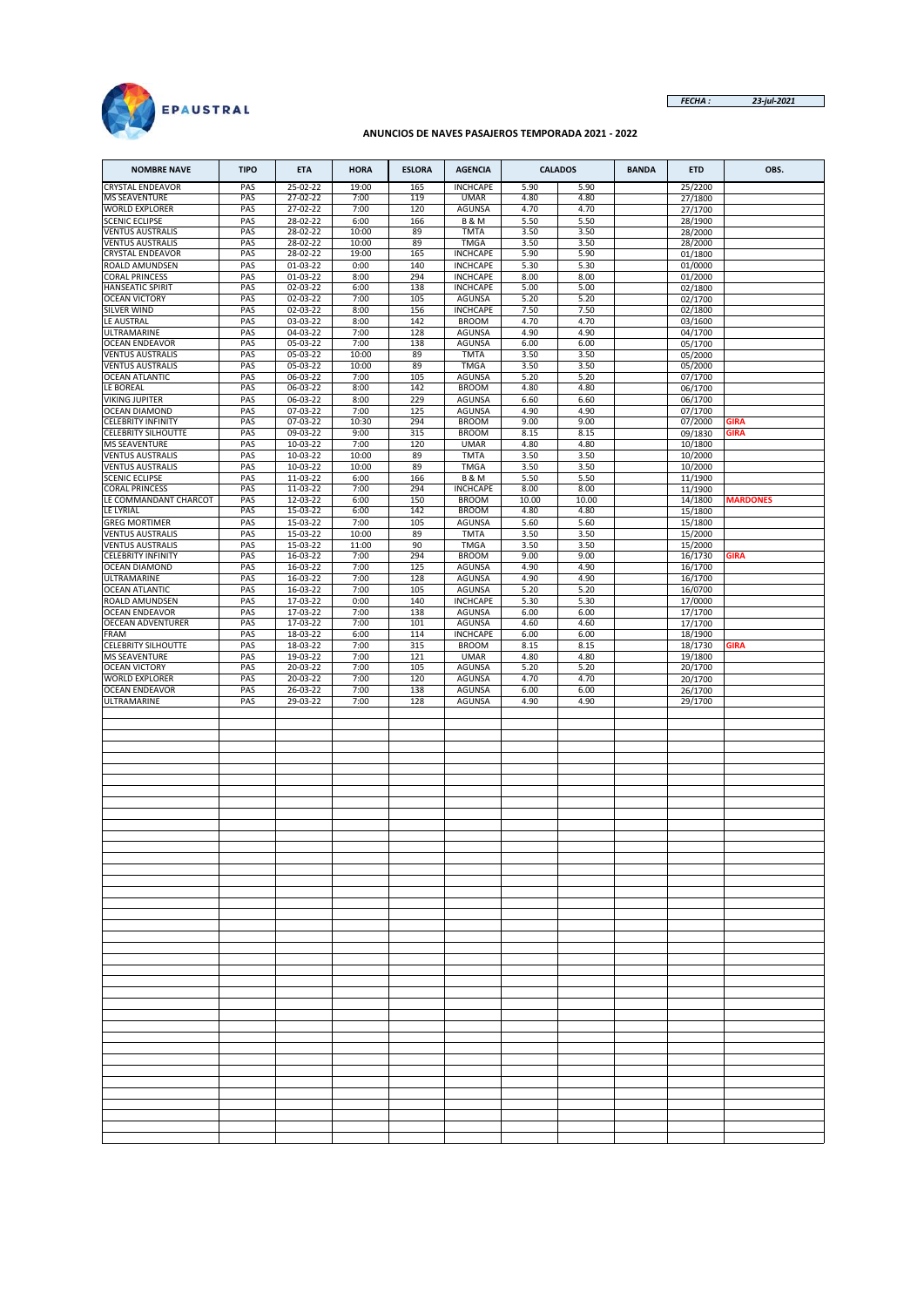EPAUSTRAL

*FECHA :* *23-jul-2021*

**ANUNCIOS DE NAVES PASAJEROS TEMPORADA 2021 - 2022**

| NOMBRE NAVE | TIPO | ETA | HORA | ESLORA | AGENCIA | CALADOS | | BANDA | ETD | OBS. |
|---|---|---|---|---|---|---|---|---|---|---|
| CRYSTAL ENDEAVOR | PAS | 25-02-22 | 19:00 | 165 | INCHCAPE | 5.90 | 5.90 | | 25/2200 | |
| MS SEAVENTURE | PAS | 27-02-22 | 7:00 | 119 | UMAR | 4.80 | 4.80 | | 27/1800 | |
| WORLD EXPLORER | PAS | 27-02-22 | 7:00 | 120 | AGUNSA | 4.70 | 4.70 | | 27/1700 | |
| SCENIC ECLIPSE | PAS | 28-02-22 | 6:00 | 166 | B & M | 5.50 | 5.50 | | 28/1900 | |
| VENTUS AUSTRALIS | PAS | 28-02-22 | 10:00 | 89 | TMTA | 3.50 | 3.50 | | 28/2000 | |
| VENTUS AUSTRALIS | PAS | 28-02-22 | 10:00 | 89 | TMGA | 3.50 | 3.50 | | 28/2000 | |
| CRYSTAL ENDEAVOR | PAS | 28-02-22 | 19:00 | 165 | INCHCAPE | 5.90 | 5.90 | | 01/1800 | |
| ROALD AMUNDSEN | PAS | 01-03-22 | 0:00 | 140 | INCHCAPE | 5.30 | 5.30 | | 01/0000 | |
| CORAL PRINCESS | PAS | 01-03-22 | 8:00 | 294 | INCHCAPE | 8.00 | 8.00 | | 01/2000 | |
| HANSEATIC SPIRIT | PAS | 02-03-22 | 6:00 | 138 | INCHCAPE | 5.00 | 5.00 | | 02/1800 | |
| OCEAN VICTORY | PAS | 02-03-22 | 7:00 | 105 | AGUNSA | 5.20 | 5.20 | | 02/1700 | |
| SILVER WIND | PAS | 02-03-22 | 8:00 | 156 | INCHCAPE | 7.50 | 7.50 | | 02/1800 | |
| LE AUSTRAL | PAS | 03-03-22 | 8:00 | 142 | BROOM | 4.70 | 4.70 | | 03/1600 | |
| ULTRAMARINE | PAS | 04-03-22 | 7:00 | 128 | AGUNSA | 4.90 | 4.90 | | 04/1700 | |
| OCEAN ENDEAVOR | PAS | 05-03-22 | 7:00 | 138 | AGUNSA | 6.00 | 6.00 | | 05/1700 | |
| VENTUS AUSTRALIS | PAS | 05-03-22 | 10:00 | 89 | TMTA | 3.50 | 3.50 | | 05/2000 | |
| VENTUS AUSTRALIS | PAS | 05-03-22 | 10:00 | 89 | TMGA | 3.50 | 3.50 | | 05/2000 | |
| OCEAN ATLANTIC | PAS | 06-03-22 | 7:00 | 105 | AGUNSA | 5.20 | 5.20 | | 07/1700 | |
| LE BOREAL | PAS | 06-03-22 | 8:00 | 142 | BROOM | 4.80 | 4.80 | | 06/1700 | |
| VIKING JUPITER | PAS | 06-03-22 | 8:00 | 229 | AGUNSA | 6.60 | 6.60 | | 06/1700 | |
| OCEAN DIAMOND | PAS | 07-03-22 | 7:00 | 125 | AGUNSA | 4.90 | 4.90 | | 07/1700 | |
| CELEBRITY INFINITY | PAS | 07-03-22 | 10:30 | 294 | BROOM | 9.00 | 9.00 | | 07/2000 | GIRA |
| CELEBRITY SILHOUTTE | PAS | 09-03-22 | 9:00 | 315 | BROOM | 8.15 | 8.15 | | 09/1830 | GIRA |
| MS SEAVENTURE | PAS | 10-03-22 | 7:00 | 120 | UMAR | 4.80 | 4.80 | | 10/1800 | |
| VENTUS AUSTRALIS | PAS | 10-03-22 | 10:00 | 89 | TMTA | 3.50 | 3.50 | | 10/2000 | |
| VENTUS AUSTRALIS | PAS | 10-03-22 | 10:00 | 89 | TMGA | 3.50 | 3.50 | | 10/2000 | |
| SCENIC ECLIPSE | PAS | 11-03-22 | 6:00 | 166 | B & M | 5.50 | 5.50 | | 11/1900 | |
| CORAL PRINCESS | PAS | 11-03-22 | 7:00 | 294 | INCHCAPE | 8.00 | 8.00 | | 11/1900 | |
| LE COMMANDANT CHARCOT | PAS | 12-03-22 | 6:00 | 150 | BROOM | 10.00 | 10.00 | | 14/1800 | MARDONES |
| LE LYRIAL | PAS | 15-03-22 | 6:00 | 142 | BROOM | 4.80 | 4.80 | | 15/1800 | |
| GREG MORTIMER | PAS | 15-03-22 | 7:00 | 105 | AGUNSA | 5.60 | 5.60 | | 15/1800 | |
| VENTUS AUSTRALIS | PAS | 15-03-22 | 10:00 | 89 | TMTA | 3.50 | 3.50 | | 15/2000 | |
| VENTUS AUSTRALIS | PAS | 15-03-22 | 11:00 | 90 | TMGA | 3.50 | 3.50 | | 15/2000 | |
| CELEBRITY INFINITY | PAS | 16-03-22 | 7:00 | 294 | BROOM | 9.00 | 9.00 | | 16/1730 | GIRA |
| OCEAN DIAMOND | PAS | 16-03-22 | 7:00 | 125 | AGUNSA | 4.90 | 4.90 | | 16/1700 | |
| ULTRAMARINE | PAS | 16-03-22 | 7:00 | 128 | AGUNSA | 4.90 | 4.90 | | 16/1700 | |
| OCEAN ATLANTIC | PAS | 16-03-22 | 7:00 | 105 | AGUNSA | 5.20 | 5.20 | | 16/0700 | |
| ROALD AMUNDSEN | PAS | 17-03-22 | 0:00 | 140 | INCHCAPE | 5.30 | 5.30 | | 17/0000 | |
| OCEAN ENDEAVOR | PAS | 17-03-22 | 7:00 | 138 | AGUNSA | 6.00 | 6.00 | | 17/1700 | |
| OECEAN ADVENTURER | PAS | 17-03-22 | 7:00 | 101 | AGUNSA | 4.60 | 4.60 | | 17/1700 | |
| FRAM | PAS | 18-03-22 | 6:00 | 114 | INCHCAPE | 6.00 | 6.00 | | 18/1900 | |
| CELEBRITY SILHOUTTE | PAS | 18-03-22 | 7:00 | 315 | BROOM | 8.15 | 8.15 | | 18/1730 | GIRA |
| MS SEAVENTURE | PAS | 19-03-22 | 7:00 | 121 | UMAR | 4.80 | 4.80 | | 19/1800 | |
| OCEAN VICTORY | PAS | 20-03-22 | 7:00 | 105 | AGUNSA | 5.20 | 5.20 | | 20/1700 | |
| WORLD EXPLORER | PAS | 20-03-22 | 7:00 | 120 | AGUNSA | 4.70 | 4.70 | | 20/1700 | |
| OCEAN ENDEAVOR | PAS | 26-03-22 | 7:00 | 138 | AGUNSA | 6.00 | 6.00 | | 26/1700 | |
| ULTRAMARINE | PAS | 29-03-22 | 7:00 | 128 | AGUNSA | 4.90 | 4.90 | | 29/1700 | |